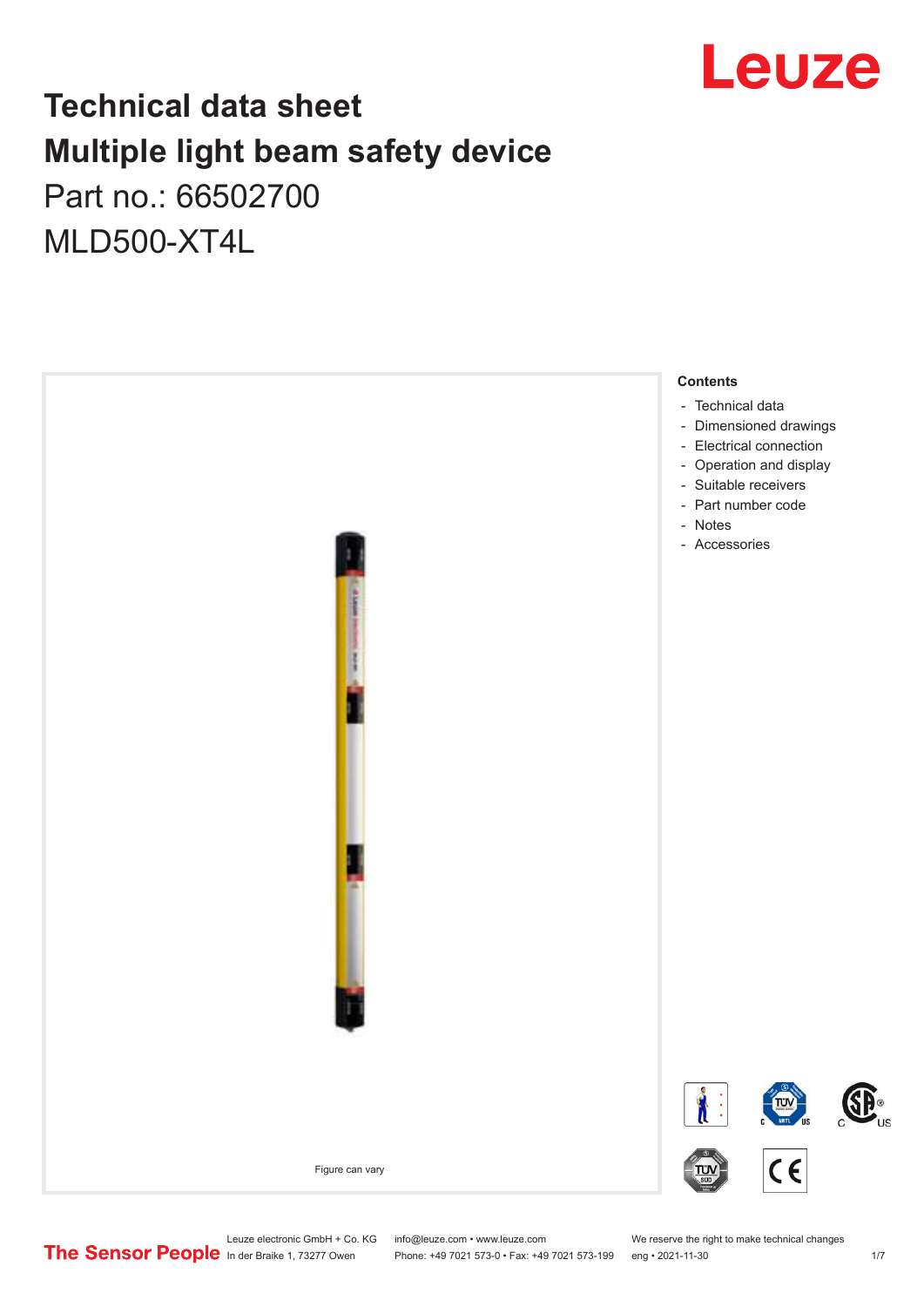# Technical data sheet
# Multiple light beam safety device

Part no.: 66502700

MLD500-XT4L

Figure can vary

**Contents**

- Technical data
- Dimensioned drawings
- Electrical connection
- Operation and display
- Suitable receivers
- Part number code
- Notes
- Accessories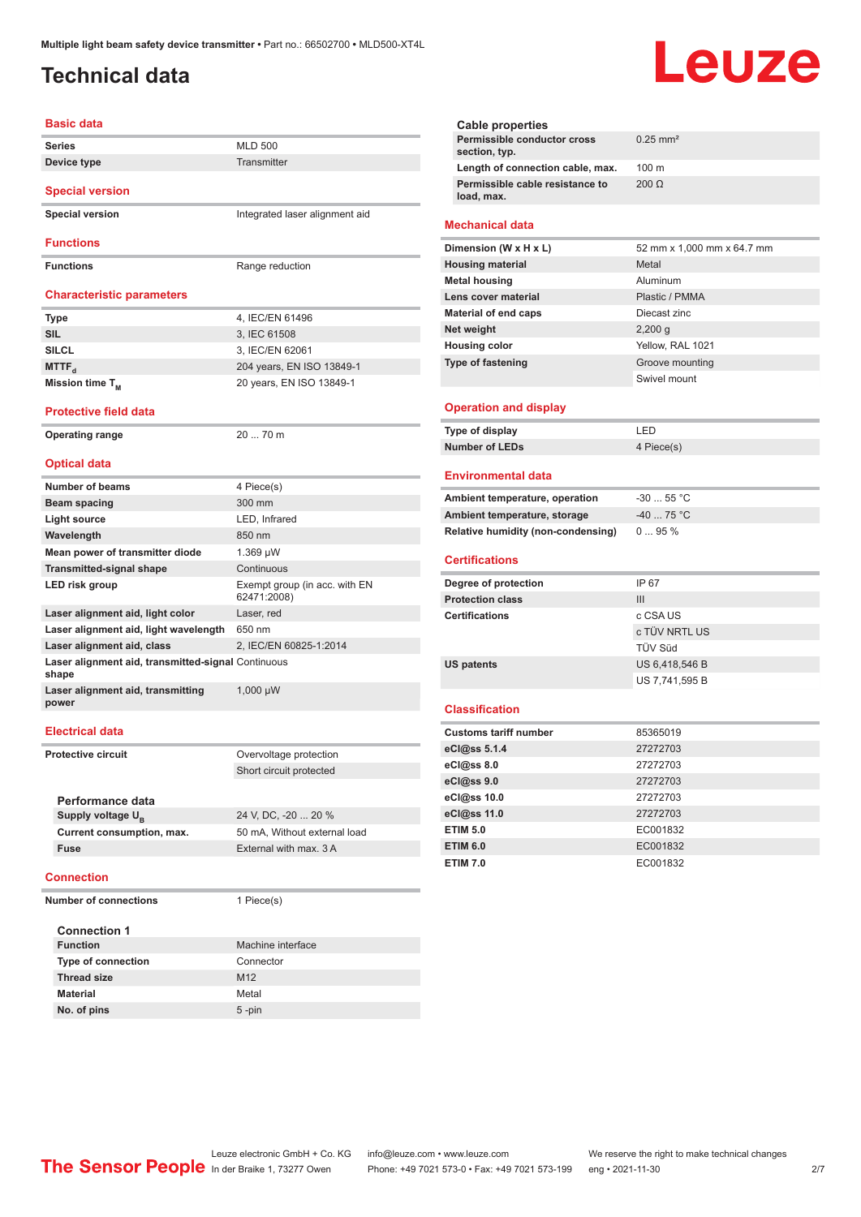Multiple light beam safety device transmitter • Part no.: 66502700 • MLD500-XT4L

# Technical data

## Basic data

| | |
|---|---|
| Series | MLD 500 |
| Device type | Transmitter |

## Special version

| | |
|---|---|
| Special version | Integrated laser alignment aid |

## Functions

| | |
|---|---|
| Functions | Range reduction |

## Characteristic parameters

| | |
|---|---|
| Type | 4, IEC/EN 61496 |
| SIL | 3, IEC 61508 |
| SILCL | 3, IEC/EN 62061 |
| $MTTF_d$ | 204 years, EN ISO 13849-1 |
| Mission time $T_M$ | 20 years, EN ISO 13849-1 |

## Protective field data

| | |
|---|---|
| Operating range | 20 ... 70 m |

## Optical data

| | |
|---|---|
| Number of beams | 4 Piece(s) |
| Beam spacing | 300 mm |
| Light source | LED, Infrared |
| Wavelength | 850 nm |
| Mean power of transmitter diode | 1.369 µW |
| Transmitted-signal shape | Continuous |
| LED risk group | Exempt group (in acc. with EN 62471:2008) |
| Laser alignment aid, light color | Laser, red |
| Laser alignment aid, light wavelength | 650 nm |
| Laser alignment aid, class | 2, IEC/EN 60825-1:2014 |
| Laser alignment aid, transmitted-signal shape | Continuous |
| Laser alignment aid, transmitting power | 1,000 µW |

## Electrical data

| | |
|---|---|
| Protective circuit | Overvoltage protection |
| | Short circuit protected |

### Performance data

| | |
|---|---|
| Supply voltage $U_B$ | 24 V, DC, -20 ... 20 % |
| Current consumption, max. | 50 mA, Without external load |
| Fuse | External with max. 3 A |

## Connection

| | |
|---|---|
| Number of connections | 1 Piece(s) |

### Connection 1

| | |
|---|---|
| Function | Machine interface |
| Type of connection | Connector |
| Thread size | M12 |
| Material | Metal |
| No. of pins | 5 -pin |

### Cable properties

| | |
|---|---|
| Permissible conductor cross section, typ. | 0.25 mm² |
| Length of connection cable, max. | 100 m |
| Permissible cable resistance to load, max. | 200 Ω |

## Mechanical data

| | |
|---|---|
| Dimension (W x H x L) | 52 mm x 1,000 mm x 64.7 mm |
| Housing material | Metal |
| Metal housing | Aluminum |
| Lens cover material | Plastic / PMMA |
| Material of end caps | Diecast zinc |
| Net weight | 2,200 g |
| Housing color | Yellow, RAL 1021 |
| Type of fastening | Groove mounting |
| | Swivel mount |

## Operation and display

| | |
|---|---|
| Type of display | LED |
| Number of LEDs | 4 Piece(s) |

## Environmental data

| | |
|---|---|
| Ambient temperature, operation | -30 ... 55 °C |
| Ambient temperature, storage | -40 ... 75 °C |
| Relative humidity (non-condensing) | 0 ... 95 % |

## Certifications

| | |
|---|---|
| Degree of protection | IP 67 |
| Protection class | III |
| Certifications | c CSA US |
| | c TÜV NRTL US |
| | TÜV Süd |
| US patents | US 6,418,546 B |
| | US 7,741,595 B |

## Classification

| | |
|---|---|
| Customs tariff number | 85365019 |
| eCl@ss 5.1.4 | 27272703 |
| eCl@ss 8.0 | 27272703 |
| eCl@ss 9.0 | 27272703 |
| eCl@ss 10.0 | 27272703 |
| eCl@ss 11.0 | 27272703 |
| ETIM 5.0 | EC001832 |
| ETIM 6.0 | EC001832 |
| ETIM 7.0 | EC001832 |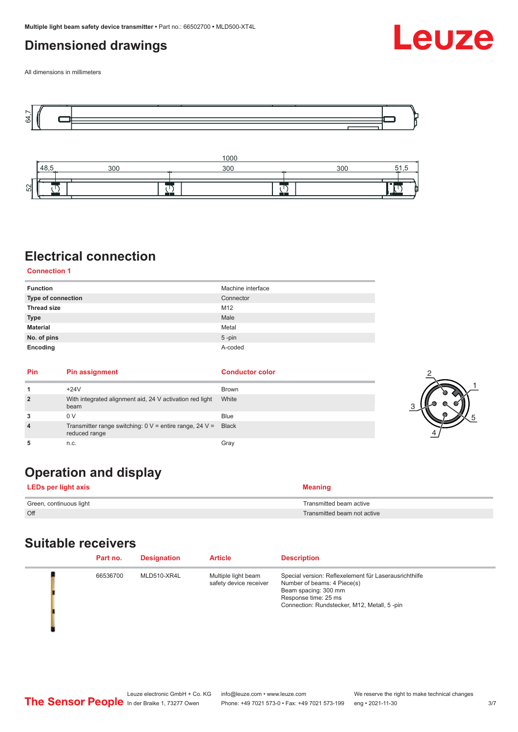# Dimensioned drawings

All dimensions in millimeters

# Electrical connection

### Connection 1

| | |
|---|---|
| **Function** | Machine interface |
| **Type of connection** | Connector |
| **Thread size** | M12 |
| **Type** | Male |
| **Material** | Metal |
| **No. of pins** | 5 -pin |
| **Encoding** | A-coded |

| Pin | Pin assignment | Conductor color |
|---|---|---|
| **1** | +24V | Brown |
| **2** | With integrated alignment aid, 24 V activation red light beam | White |
| **3** | 0 V | Blue |
| **4** | Transmitter range switching: 0 V = entire range, 24 V = reduced range | Black |
| **5** | n.c. | Gray |

# Operation and display

| LEDs per light axis | Meaning |
|---|---|
| Green, continuous light | Transmitted beam active |
| Off | Transmitted beam not active |

# Suitable receivers

| Part no. | Designation | Article | Description |
|---|---|---|---|
| 66536700 | MLD510-XR4L | Multiple light beam safety device receiver | Special version: Reflexelement für Laserausrichthilfe<br>Number of beams: 4 Piece(s)<br>Beam spacing: 300 mm<br>Response time: 25 ms<br>Connection: Rundstecker, M12, Metall, 5 -pin |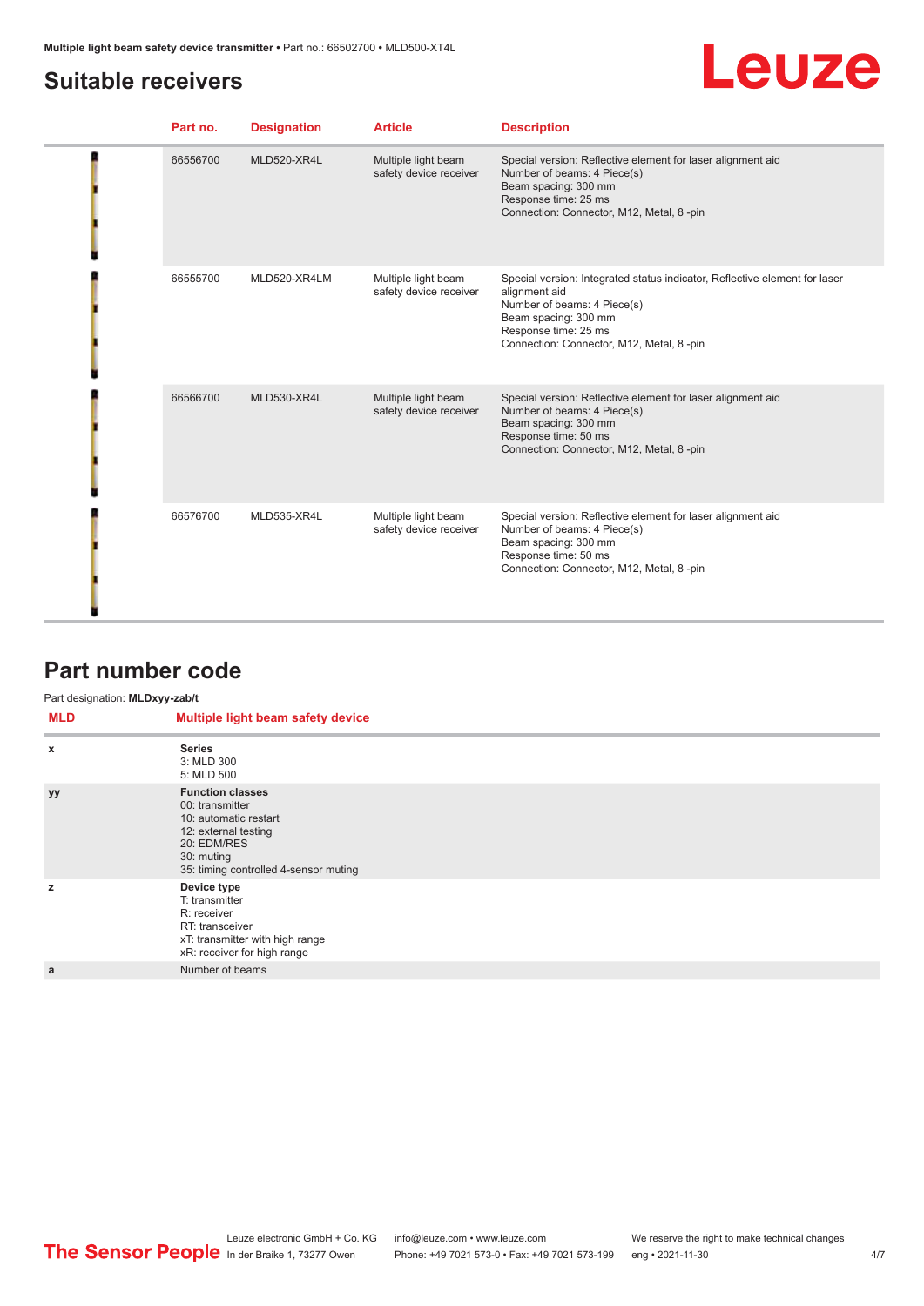## Suitable receivers

| Part no. | Designation | Article | Description |
|---|---|---|---|
| 66556700 | MLD520-XR4L | Multiple light beam safety device receiver | Special version: Reflective element for laser alignment aid<br>Number of beams: 4 Piece(s)<br>Beam spacing: 300 mm<br>Response time: 25 ms<br>Connection: Connector, M12, Metal, 8 -pin |
| 66555700 | MLD520-XR4LM | Multiple light beam safety device receiver | Special version: Integrated status indicator, Reflective element for laser alignment aid<br>Number of beams: 4 Piece(s)<br>Beam spacing: 300 mm<br>Response time: 25 ms<br>Connection: Connector, M12, Metal, 8 -pin |
| 66566700 | MLD530-XR4L | Multiple light beam safety device receiver | Special version: Reflective element for laser alignment aid<br>Number of beams: 4 Piece(s)<br>Beam spacing: 300 mm<br>Response time: 50 ms<br>Connection: Connector, M12, Metal, 8 -pin |
| 66576700 | MLD535-XR4L | Multiple light beam safety device receiver | Special version: Reflective element for laser alignment aid<br>Number of beams: 4 Piece(s)<br>Beam spacing: 300 mm<br>Response time: 50 ms<br>Connection: Connector, M12, Metal, 8 -pin |

## Part number code

Part designation: **MLDxyy-zab/t**

| MLD | Multiple light beam safety device |
|---|---|
| x | **Series**<br>3: MLD 300<br>5: MLD 500 |
| yy | **Function classes**<br>00: transmitter<br>10: automatic restart<br>12: external testing<br>20: EDM/RES<br>30: muting<br>35: timing controlled 4-sensor muting |
| z | **Device type**<br>T: transmitter<br>R: receiver<br>RT: transceiver<br>xT: transmitter with high range<br>xR: receiver for high range |
| a | Number of beams |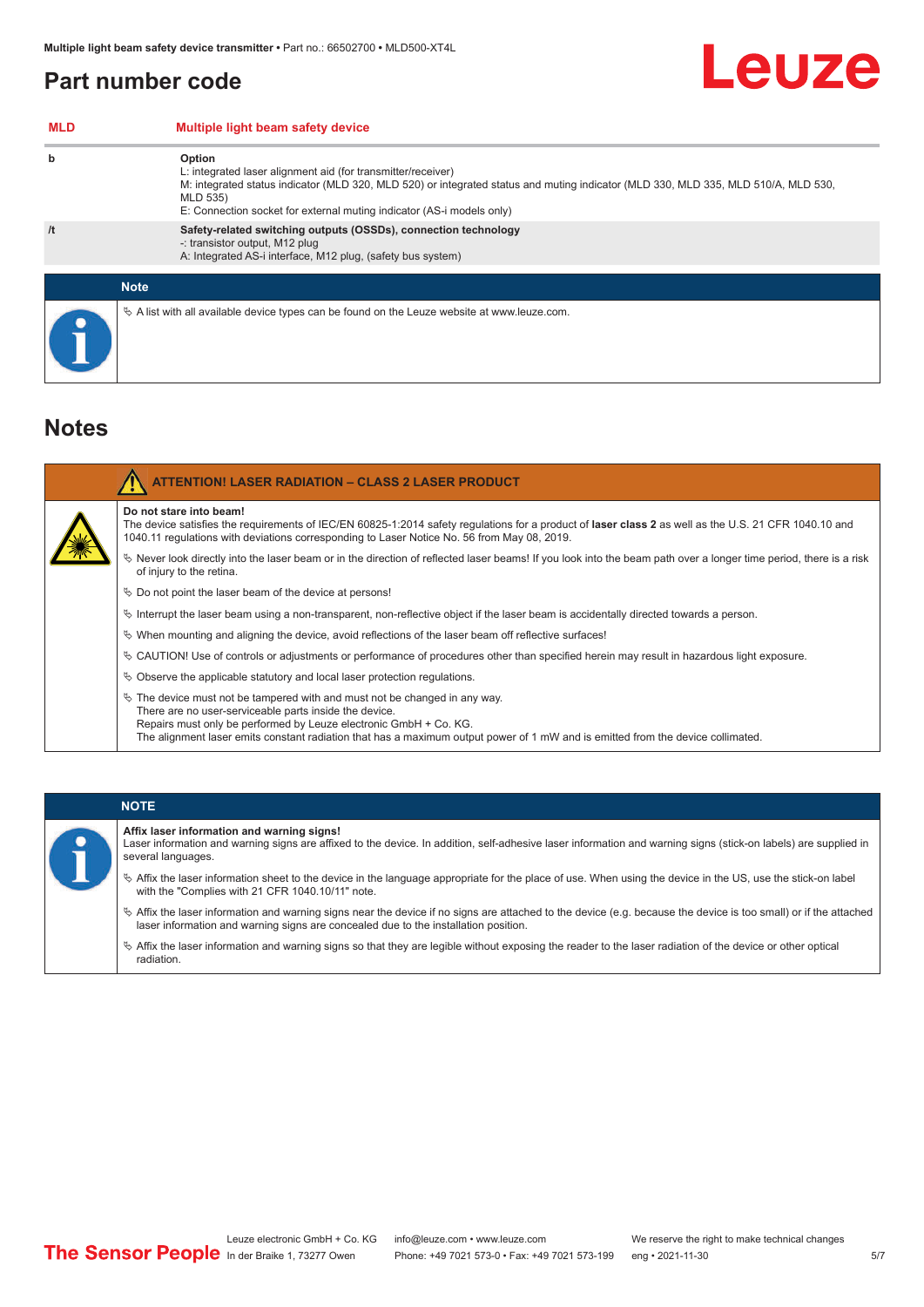## Part number code

| MLD | Multiple light beam safety device |
|---|---|
| b | **Option**<br>L: integrated laser alignment aid (for transmitter/receiver)<br>M: integrated status indicator (MLD 320, MLD 520) or integrated status and muting indicator (MLD 330, MLD 335, MLD 510/A, MLD 530, MLD 535)<br>E: Connection socket for external muting indicator (AS-i models only) |
| /t | **Safety-related switching outputs (OSSDs), connection technology**<br>-: transistor output, M12 plug<br>A: Integrated AS-i interface, M12 plug, (safety bus system) |

**Note**

- A list with all available device types can be found on the Leuze website at www.leuze.com.

## Notes

**ATTENTION! LASER RADIATION – CLASS 2 LASER PRODUCT**

**Do not stare into beam!**
The device satisfies the requirements of IEC/EN 60825-1:2014 safety regulations for a product of **laser class 2** as well as the U.S. 21 CFR 1040.10 and 1040.11 regulations with deviations corresponding to Laser Notice No. 56 from May 08, 2019.

- Never look directly into the laser beam or in the direction of reflected laser beams! If you look into the beam path over a longer time period, there is a risk of injury to the retina.
- Do not point the laser beam of the device at persons!
- Interrupt the laser beam using a non-transparent, non-reflective object if the laser beam is accidentally directed towards a person.
- When mounting and aligning the device, avoid reflections of the laser beam off reflective surfaces!
- CAUTION! Use of controls or adjustments or performance of procedures other than specified herein may result in hazardous light exposure.
- Observe the applicable statutory and local laser protection regulations.
- The device must not be tampered with and must not be changed in any way.
  There are no user-serviceable parts inside the device.
  Repairs must only be performed by Leuze electronic GmbH + Co. KG.
  The alignment laser emits constant radiation that has a maximum output power of 1 mW and is emitted from the device collimated.

**NOTE**

**Affix laser information and warning signs!**
Laser information and warning signs are affixed to the device. In addition, self-adhesive laser information and warning signs (stick-on labels) are supplied in several languages.

- Affix the laser information sheet to the device in the language appropriate for the place of use. When using the device in the US, use the stick-on label with the "Complies with 21 CFR 1040.10/11" note.
- Affix the laser information and warning signs near the device if no signs are attached to the device (e.g. because the device is too small) or if the attached laser information and warning signs are concealed due to the installation position.
- Affix the laser information and warning signs so that they are legible without exposing the reader to the laser radiation of the device or other optical radiation.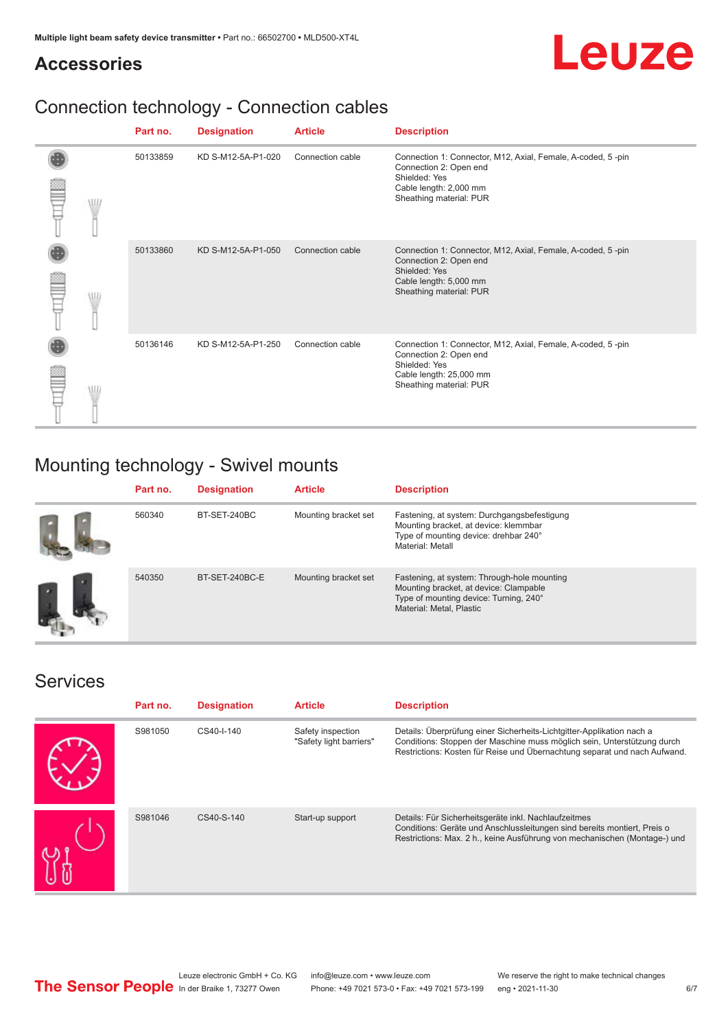## Accessories

### Connection technology - Connection cables

| Part no. | Designation | Article | Description |
|---|---|---|---|
| 50133859 | KD S-M12-5A-P1-020 | Connection cable | Connection 1: Connector, M12, Axial, Female, A-coded, 5 -pin<br>Connection 2: Open end<br>Shielded: Yes<br>Cable length: 2,000 mm<br>Sheathing material: PUR |
| 50133860 | KD S-M12-5A-P1-050 | Connection cable | Connection 1: Connector, M12, Axial, Female, A-coded, 5 -pin<br>Connection 2: Open end<br>Shielded: Yes<br>Cable length: 5,000 mm<br>Sheathing material: PUR |
| 50136146 | KD S-M12-5A-P1-250 | Connection cable | Connection 1: Connector, M12, Axial, Female, A-coded, 5 -pin<br>Connection 2: Open end<br>Shielded: Yes<br>Cable length: 25,000 mm<br>Sheathing material: PUR |

### Mounting technology - Swivel mounts

| Part no. | Designation | Article | Description |
|---|---|---|---|
| 560340 | BT-SET-240BC | Mounting bracket set | Fastening, at system: Durchgangsbefestigung<br>Mounting bracket, at device: klemmbar<br>Type of mounting device: drehbar 240°<br>Material: Metall |
| 540350 | BT-SET-240BC-E | Mounting bracket set | Fastening, at system: Through-hole mounting<br>Mounting bracket, at device: Clampable<br>Type of mounting device: Turning, 240°<br>Material: Metal, Plastic |

### Services

| Part no. | Designation | Article | Description |
|---|---|---|---|
| S981050 | CS40-I-140 | Safety inspection "Safety light barriers" | Details: Überprüfung einer Sicherheits-Lichtgitter-Applikation nach a<br>Conditions: Stoppen der Maschine muss möglich sein, Unterstützung durch<br>Restrictions: Kosten für Reise und Übernachtung separat und nach Aufwand. |
| S981046 | CS40-S-140 | Start-up support | Details: Für Sicherheitsgeräte inkl. Nachlaufzeitmes<br>Conditions: Geräte und Anschlussleitungen sind bereits montiert, Preis o<br>Restrictions: Max. 2 h., keine Ausführung von mechanischen (Montage-) und |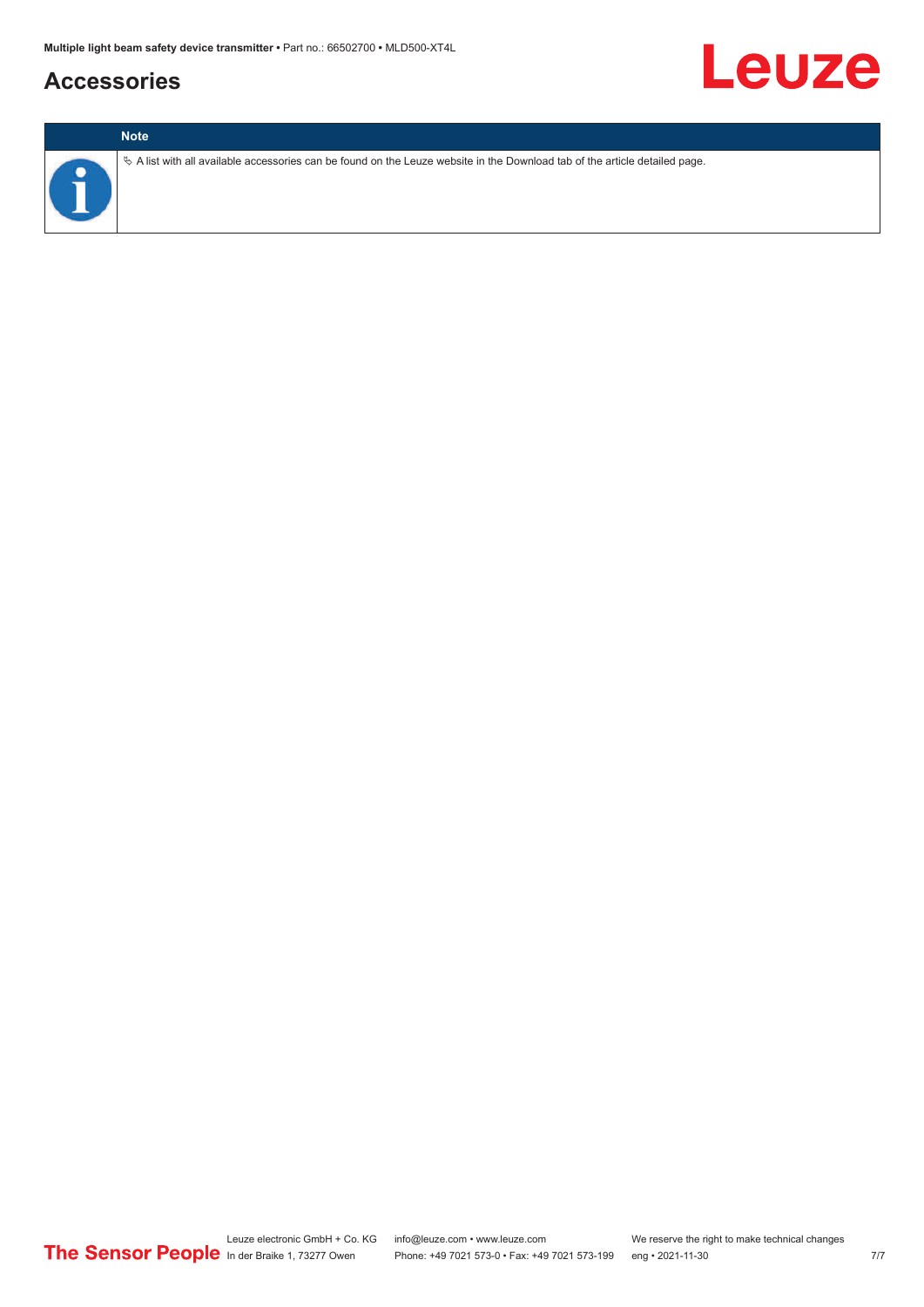## Accessories

| | Note |
| --- | --- |
| | ↳ A list with all available accessories can be found on the Leuze website in the Download tab of the article detailed page. |